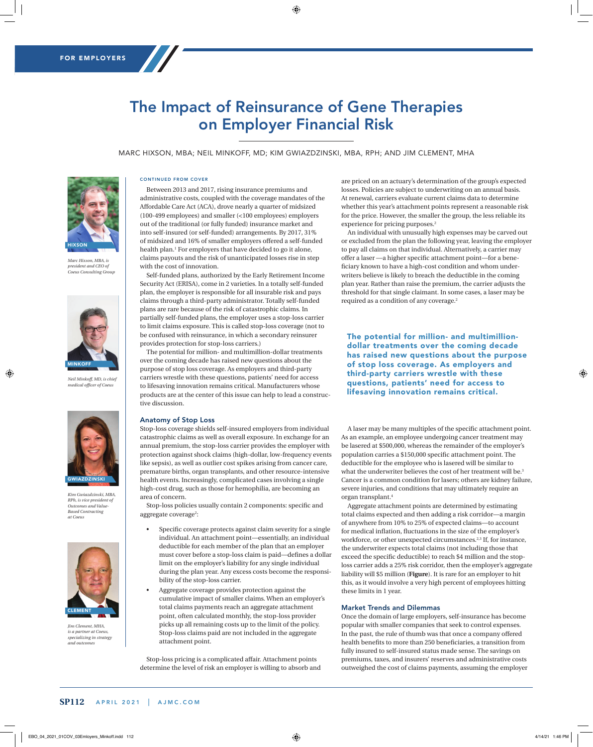FOR EMPLOYERS

# The Impact of Reinsurance of Gene Therapies on Employer Financial Risk

MARC HIXSON, MBA; NEIL MINKOFF, MD; KIM GWIAZDZINSKI, MBA, RPH; AND JIM CLEMENT, MHA

HIXSON

*Marc Hixson, MBA, is president and CEO of Coeus Consulting Group*

MINKOFF

*Neil Minkoff, MD, is chief medical officer of Coeus*

GWIAZDZINSKI

*Kim Gwiazdzinski, MBA, RPh, is vice president of Outcomes and Value-Based Contracting at Coeus*

CLEMENT

*Jim Clement, MHA, is a partner at Coeus, specializing in strategy and outcomes*

CONTINUED FROM COVER

Between 2013 and 2017, rising insurance premiums and administrative costs, coupled with the coverage mandates of the Affordable Care Act (ACA), drove nearly a quarter of midsized (100-499 employees) and smaller (<100 employees) employers out of the traditional (or fully funded) insurance market and into self-insured (or self-funded) arrangements. By 2017, 31% of midsized and 16% of smaller employers offered a self-funded health plan.[1] For employers that have decided to go it alone, claims payouts and the risk of unanticipated losses rise in step with the cost of innovation.

Self-funded plans, authorized by the Early Retirement Income Security Act (ERISA), come in 2 varieties. In a totally self-funded plan, the employer is responsible for all insurable risk and pays claims through a third-party administrator. Totally self-funded plans are rare because of the risk of catastrophic claims. In partially self-funded plans, the employer uses a stop-loss carrier to limit claims exposure. This is called stop-loss coverage (not to be confused with reinsurance, in which a secondary reinsurer provides protection for stop-loss carriers.)

The potential for million- and multimillion-dollar treatments over the coming decade has raised new questions about the purpose of stop loss coverage. As employers and third-party carriers wrestle with these questions, patients' need for access to lifesaving innovation remains critical. Manufacturers whose products are at the center of this issue can help to lead a constructive discussion.

## Anatomy of Stop Loss

Stop-loss coverage shields self-insured employers from individual catastrophic claims as well as overall exposure. In exchange for an annual premium, the stop-loss carrier provides the employer with protection against shock claims (high-dollar, low-frequency events like sepsis), as well as outlier cost spikes arising from cancer care, premature births, organ transplants, and other resource-intensive health events. Increasingly, complicated cases involving a single high-cost drug, such as those for hemophilia, are becoming an area of concern.

Stop-loss policies usually contain 2 components: specific and aggregate coverage[2]:

- Specific coverage protects against claim severity for a single individual. An attachment point—essentially, an individual deductible for each member of the plan that an employer must cover before a stop-loss claim is paid—defines a dollar limit on the employer's liability for any single individual during the plan year. Any excess costs become the responsibility of the stop-loss carrier.
- Aggregate coverage provides protection against the cumulative impact of smaller claims. When an employer's total claims payments reach an aggregate attachment point, often calculated monthly, the stop-loss provider picks up all remaining costs up to the limit of the policy. Stop-loss claims paid are not included in the aggregate attachment point.

Stop-loss pricing is a complicated affair. Attachment points determine the level of risk an employer is willing to absorb and are priced on an actuary's determination of the group's expected losses. Policies are subject to underwriting on an annual basis. At renewal, carriers evaluate current claims data to determine whether this year's attachment points represent a reasonable risk for the price. However, the smaller the group, the less reliable its experience for pricing purposes.[2]

An individual with unusually high expenses may be carved out or excluded from the plan the following year, leaving the employer to pay all claims on that individual. Alternatively, a carrier may offer a laser —a higher specific attachment point—for a beneficiary known to have a high-cost condition and whom underwriters believe is likely to breach the deductible in the coming plan year. Rather than raise the premium, the carrier adjusts the threshold for that single claimant. In some cases, a laser may be required as a condition of any coverage.[2]

**The potential for million- and multimillion-dollar treatments over the coming decade has raised new questions about the purpose of stop loss coverage. As employers and third-party carriers wrestle with these questions, patients' need for access to lifesaving innovation remains critical.**

A laser may be many multiples of the specific attachment point. As an example, an employee undergoing cancer treatment may be lasered at $500,000, whereas the remainder of the employer's population carries a $150,000 specific attachment point. The deductible for the employee who is lasered will be similar to what the underwriter believes the cost of her treatment will be.[3] Cancer is a common condition for lasers; others are kidney failure, severe injuries, and conditions that may ultimately require an organ transplant.[4]

Aggregate attachment points are determined by estimating total claims expected and then adding a risk corridor—a margin of anywhere from 10% to 25% of expected claims—to account for medical inflation, fluctuations in the size of the employer's workforce, or other unexpected circumstances.[2,3] If, for instance, the underwriter expects total claims (not including those that exceed the specific deductible) to reach $4 million and the stop-loss carrier adds a 25% risk corridor, then the employer's aggregate liability will $5 million (**Figure**). It is rare for an employer to hit this, as it would involve a very high percent of employees hitting these limits in 1 year.

## Market Trends and Dilemmas

Once the domain of large employers, self-insurance has become popular with smaller companies that seek to control expenses. In the past, the rule of thumb was that once a company offered health benefits to more than 250 beneficiaries, a transition from fully insured to self-insured status made sense. The savings on premiums, taxes, and insurers' reserves and administrative costs outweighed the cost of claims payments, assuming the employer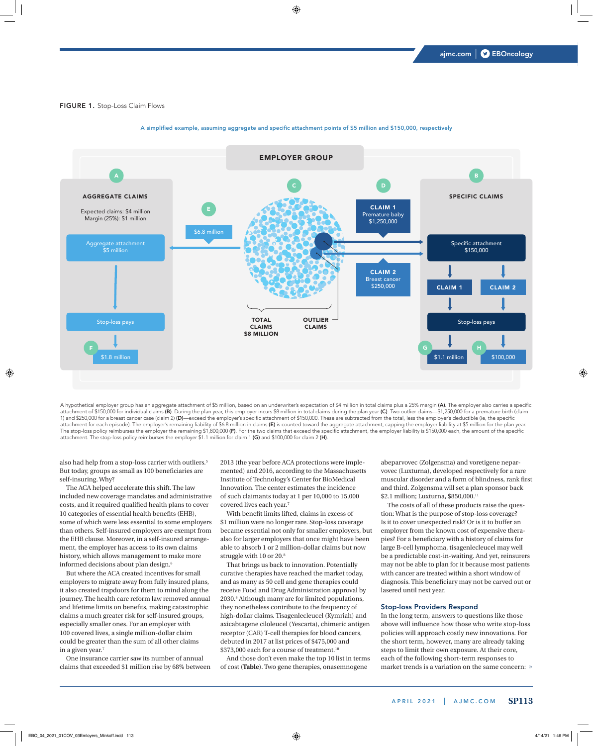**FIGURE 1.** Stop-Loss Claim Flows

A simplified example, assuming aggregate and specific attachment points of $5 million and $150,000, respectively

EMPLOYER GROUP

A — AGGREGATE CLAIMS: Expected claims: $4 million; Margin (25%): $1 million. Aggregate attachment $5 million → Stop-loss pays → F: $1.8 million

E: $6.8 million

C: TOTAL CLAIMS $8 MILLION; OUTLIER CLAIMS

D: CLAIM 1 Premature baby $1,250,000; CLAIM 2 Breast cancer $250,000

B — SPECIFIC CLAIMS: Specific attachment $150,000 → CLAIM 1, CLAIM 2 → Stop-loss pays → G: $1.1 million; H: $100,000

A hypothetical employer group has an aggregate attachment of $5 million, based on an underwriter's expectation of $4 million in total claims plus a 25% margin **(A)**. The employer also carries a specific attachment of $150,000 for individual claims **(B)**. During the plan year, this employer incurs $8 million in total claims during the plan year **(C)**. Two outlier claims—$1,250,000 for a premature birth (claim 1) and $250,000 for a breast cancer case (claim 2) **(D)**—exceed the employer's specific attachment of $150,000. These are subtracted from the total, less the employer's deductible (ie, the specific attachment for each episode). The employer's remaining liability of $6.8 million in claims **(E)** is counted toward the aggregate attachment, capping the employer liability at $5 million for the plan year. The stop-loss policy reimburses the employer the remaining $1,800,000 **(F)**. For the two claims that exceed the specific attachment, the employer liability is $150,000 each, the amount of the specific attachment. The stop-loss policy reimburses the employer $1.1 million for claim 1 **(G)** and $100,000 for claim 2 **(H)**.

also had help from a stop-loss carrier with outliers.[5] But today, groups as small as 100 beneficiaries are self-insuring. Why?

The ACA helped accelerate this shift. The law included new coverage mandates and administrative costs, and it required qualified health plans to cover 10 categories of essential health benefits (EHB), some of which were less essential to some employers than others. Self-insured employers are exempt from the EHB clause. Moreover, in a self-insured arrangement, the employer has access to its own claims history, which allows management to make more informed decisions about plan design.[6]

But where the ACA created incentives for small employers to migrate away from fully insured plans, it also created trapdoors for them to mind along the journey. The health care reform law removed annual and lifetime limits on benefits, making catastrophic claims a much greater risk for self-insured groups, especially smaller ones. For an employer with 100 covered lives, a single million-dollar claim could be greater than the sum of all other claims in a given year.[7]

One insurance carrier saw its number of annual claims that exceeded $1 million rise by 68% between 2013 (the year before ACA protections were implemented) and 2016, according to the Massachusetts Institute of Technology's Center for BioMedical Innovation. The center estimates the incidence of such claimants today at 1 per 10,000 to 15,000 covered lives each year.[7]

With benefit limits lifted, claims in excess of $1 million were no longer rare. Stop-loss coverage became essential not only for smaller employers, but also for larger employers that once might have been able to absorb 1 or 2 million-dollar claims but now struggle with 10 or 20.[8]

That brings us back to innovation. Potentially curative therapies have reached the market today, and as many as 50 cell and gene therapies could receive Food and Drug Administration approval by 2030.[9] Although many are for limited populations, they nonetheless contribute to the frequency of high-dollar claims. Tisagenlecleucel (Kymriah) and axicabtagene ciloleucel (Yescarta), chimeric antigen receptor (CAR) T-cell therapies for blood cancers, debuted in 2017 at list prices of $475,000 and $373,000 each for a course of treatment.[10]

And those don't even make the top 10 list in terms of cost (**Table**). Two gene therapies, onasemnogene abeparvovec (Zolgensma) and voretigene neparvovec (Luxturna), developed respectively for a rare muscular disorder and a form of blindness, rank first and third. Zolgensma will set a plan sponsor back $2.1 million; Luxturna, $850,000.[11]

The costs of all of these products raise the question: What is the purpose of stop-loss coverage? Is it to cover unexpected risk? Or is it to buffer an employer from the known cost of expensive therapies? For a beneficiary with a history of claims for large B-cell lymphoma, tisagenlecleucel may well be a predictable cost-in-waiting. And yet, reinsurers may not be able to plan for it because most patients with cancer are treated within a short window of diagnosis. This beneficiary may not be carved out or lasered until next year.

## Stop-loss Providers Respond

In the long term, answers to questions like those above will influence how those who write stop-loss policies will approach costly new innovations. For the short term, however, many are already taking steps to limit their own exposure. At their core, each of the following short-term responses to market trends is a variation on the same concern: »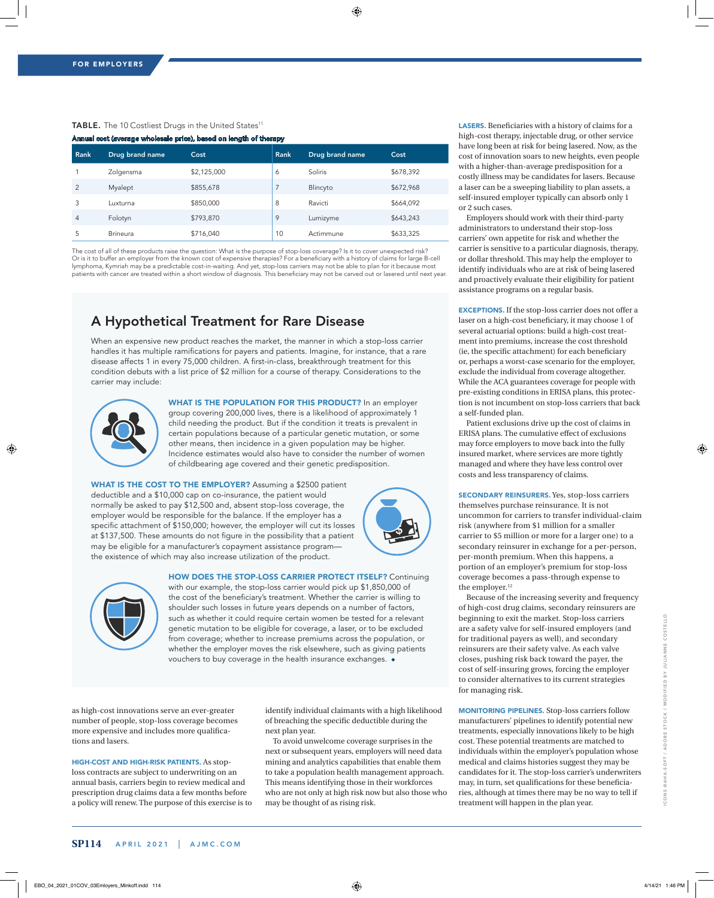**TABLE.** The 10 Costliest Drugs in the United States[11]

**Annual cost (average wholesale price), based on length of therapy**

| Rank | Drug brand name | Cost | Rank | Drug brand name | Cost |
|---|---|---|---|---|---|
| 1 | Zolgensma | $2,125,000 | 6 | Soliris | $678,392 |
| 2 | Myalept | $855,678 | 7 | Blincyto | $672,968 |
| 3 | Luxturna | $850,000 | 8 | Ravicti | $664,092 |
| 4 | Folotyn | $793,870 | 9 | Lumizyme | $643,243 |
| 5 | Brineura | $716,040 | 10 | Actimmune | $633,325 |

The cost of all of these products raise the question: What is the purpose of stop-loss coverage? Is it to cover unexpected risk? Or is it to buffer an employer from the known cost of expensive therapies? For a beneficiary with a history of claims for large B-cell lymphoma, Kymriah may be a predictable cost-in-waiting. And yet, stop-loss carriers may not be able to plan for it because most patients with cancer are treated within a short window of diagnosis. This beneficiary may not be carved out or lasered until next year.

## A Hypothetical Treatment for Rare Disease

When an expensive new product reaches the market, the manner in which a stop-loss carrier handles it has multiple ramifications for payers and patients. Imagine, for instance, that a rare disease affects 1 in every 75,000 children. A first-in-class, breakthrough treatment for this condition debuts with a list price of $2 million for a course of therapy. Considerations to the carrier may include:

**WHAT IS THE POPULATION FOR THIS PRODUCT?** In an employer group covering 200,000 lives, there is a likelihood of approximately 1 child needing the product. But if the condition it treats is prevalent in certain populations because of a particular genetic mutation, or some other means, then incidence in a given population may be higher. Incidence estimates would also have to consider the number of women of childbearing age covered and their genetic predisposition.

**WHAT IS THE COST TO THE EMPLOYER?** Assuming a $2500 patient deductible and a $10,000 cap on co-insurance, the patient would normally be asked to pay $12,500 and, absent stop-loss coverage, the employer would be responsible for the balance. If the employer has a specific attachment of $150,000; however, the employer will cut its losses at $137,500. These amounts do not figure in the possibility that a patient may be eligible for a manufacturer's copayment assistance program—the existence of which may also increase utilization of the product.

**HOW DOES THE STOP-LOSS CARRIER PROTECT ITSELF?** Continuing with our example, the stop-loss carrier would pick up $1,850,000 of the cost of the beneficiary's treatment. Whether the carrier is willing to shoulder such losses in future years depends on a number of factors, such as whether it could require certain women be tested for a relevant genetic mutation to be eligible for coverage, a laser, or to be excluded from coverage; whether to increase premiums across the population, or whether the employer moves the risk elsewhere, such as giving patients vouchers to buy coverage in the health insurance exchanges. ◆

as high-cost innovations serve an ever-greater number of people, stop-loss coverage becomes more expensive and includes more qualifications and lasers.

**HIGH-COST AND HIGH-RISK PATIENTS.** As stop-loss contracts are subject to underwriting on an annual basis, carriers begin to review medical and prescription drug claims data a few months before a policy will renew. The purpose of this exercise is to identify individual claimants with a high likelihood of breaching the specific deductible during the next plan year.

To avoid unwelcome coverage surprises in the next or subsequent years, employers will need data mining and analytics capabilities that enable them to take a population health management approach. This means identifying those in their workforces who are not only at high risk now but also those who may be thought of as rising risk.

**LASERS.** Beneficiaries with a history of claims for a high-cost therapy, injectable drug, or other service have long been at risk for being lasered. Now, as the cost of innovation soars to new heights, even people with a higher-than-average predisposition for a costly illness may be candidates for lasers. Because a laser can be a sweeping liability to plan assets, a self-insured employer typically can absorb only 1 or 2 such cases.

Employers should work with their third-party administrators to understand their stop-loss carriers' own appetite for risk and whether the carrier is sensitive to a particular diagnosis, therapy, or dollar threshold. This may help the employer to identify individuals who are at risk of being lasered and proactively evaluate their eligibility for patient assistance programs on a regular basis.

**EXCEPTIONS.** If the stop-loss carrier does not offer a laser on a high-cost beneficiary, it may choose 1 of several actuarial options: build a high-cost treatment into premiums, increase the cost threshold (ie, the specific attachment) for each beneficiary or, perhaps a worst-case scenario for the employer, exclude the individual from coverage altogether. While the ACA guarantees coverage for people with pre-existing conditions in ERISA plans, this protection is not incumbent on stop-loss carriers that back a self-funded plan.

Patient exclusions drive up the cost of claims in ERISA plans. The cumulative effect of exclusions may force employers to move back into the fully insured market, where services are more tightly managed and where they have less control over costs and less transparency of claims.

**SECONDARY REINSURERS.** Yes, stop-loss carriers themselves purchase reinsurance. It is not uncommon for carriers to transfer individual-claim risk (anywhere from $1 million for a smaller carrier to $5 million or more for a larger one) to a secondary reinsurer in exchange for a per-person, per-month premium. When this happens, a portion of an employer's premium for stop-loss coverage becomes a pass-through expense to the employer.[12]

Because of the increasing severity and frequency of high-cost drug claims, secondary reinsurers are beginning to exit the market. Stop-loss carriers are a safety valve for self-insured employers (and for traditional payers as well), and secondary reinsurers are their safety valve. As each valve closes, pushing risk back toward the payer, the cost of self-insuring grows, forcing the employer to consider alternatives to its current strategies for managing risk.

**MONITORING PIPELINES.** Stop-loss carriers follow manufacturers' pipelines to identify potential new treatments, especially innovations likely to be high cost. These potential treatments are matched to individuals within the employer's population whose medical and claims histories suggest they may be candidates for it. The stop-loss carrier's underwriters may, in turn, set qualifications for these beneficiaries, although at times there may be no way to tell if treatment will happen in the plan year.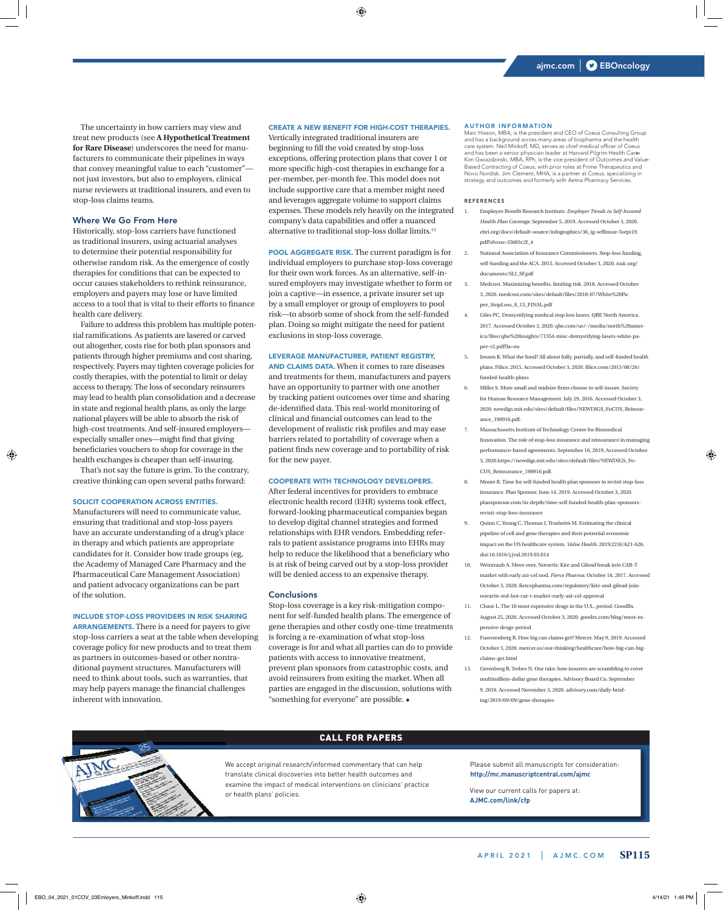The uncertainty in how carriers may view and treat new products (see **A Hypothetical Treatment for Rare Disease**) underscores the need for manufacturers to communicate their pipelines in ways that convey meaningful value to each "customer"—not just investors, but also to employers, clinical nurse reviewers at traditional insurers, and even to stop-loss claims teams.

## Where We Go From Here

Historically, stop-loss carriers have functioned as traditional insurers, using actuarial analyses to determine their potential responsibility for otherwise random risk. As the emergence of costly therapies for conditions that can be expected to occur causes stakeholders to rethink reinsurance, employers and payers may lose or have limited access to a tool that is vital to their efforts to finance health care delivery.

Failure to address this problem has multiple potential ramifications. As patients are lasered or carved out altogether, costs rise for both plan sponsors and patients through higher premiums and cost sharing, respectively. Payers may tighten coverage policies for costly therapies, with the potential to limit or delay access to therapy. The loss of secondary reinsurers may lead to health plan consolidation and a decrease in state and regional health plans, as only the large national players will be able to absorb the risk of high-cost treatments. And self-insured employers—especially smaller ones—might find that giving beneficiaries vouchers to shop for coverage in the health exchanges is cheaper than self-insuring.

That's not say the future is grim. To the contrary, creative thinking can open several paths forward:

**SOLICIT COOPERATION ACROSS ENTITIES.** Manufacturers will need to communicate value, ensuring that traditional and stop-loss payers have an accurate understanding of a drug's place in therapy and which patients are appropriate candidates for it. Consider how trade groups (eg, the Academy of Managed Care Pharmacy and the Pharmaceutical Care Management Association) and patient advocacy organizations can be part of the solution.

**INCLUDE STOP-LOSS PROVIDERS IN RISK SHARING ARRANGEMENTS.** There is a need for payers to give stop-loss carriers a seat at the table when developing coverage policy for new products and to treat them as partners in outcomes-based or other nontraditional payment structures. Manufacturers will need to think about tools, such as warranties, that may help payers manage the financial challenges inherent with innovation.

**CREATE A NEW BENEFIT FOR HIGH-COST THERAPIES.** Vertically integrated traditional insurers are beginning to fill the void created by stop-loss exceptions, offering protection plans that cover 1 or more specific high-cost therapies in exchange for a per-member, per-month fee. This model does not include supportive care that a member might need and leverages aggregate volume to support claims expenses. These models rely heavily on the integrated company's data capabilities and offer a nuanced alternative to traditional stop-loss dollar limits.[13]

**POOL AGGREGATE RISK.** The current paradigm is for individual employers to purchase stop-loss coverage for their own work forces. As an alternative, self-insured employers may investigate whether to form or join a captive—in essence, a private insurer set up by a small employer or group of employers to pool risk—to absorb some of shock from the self-funded plan. Doing so might mitigate the need for patient exclusions in stop-loss coverage.

**LEVERAGE MANUFACTURER, PATIENT REGISTRY, AND CLAIMS DATA.** When it comes to rare diseases and treatments for them, manufacturers and payers have an opportunity to partner with one another by tracking patient outcomes over time and sharing de-identified data. This real-world monitoring of clinical and financial outcomes can lead to the development of realistic risk profiles and may ease barriers related to portability of coverage when a patient finds new coverage and to portability of risk for the new payer.

**COOPERATE WITH TECHNOLOGY DEVELOPERS.** After federal incentives for providers to embrace electronic health record (EHR) systems took effect, forward-looking pharmaceutical companies began to develop digital channel strategies and formed relationships with EHR vendors. Embedding referrals to patient assistance programs into EHRs may help to reduce the likelihood that a beneficiary who is at risk of being carved out by a stop-loss provider will be denied access to an expensive therapy.

## Conclusions

Stop-loss coverage is a key risk-mitigation component for self-funded health plans. The emergence of gene therapies and other costly one-time treatments is forcing a re-examination of what stop-loss coverage is for and what all parties can do to provide patients with access to innovative treatment, prevent plan sponsors from catastrophic costs, and avoid reinsurers from exiting the market. When all parties are engaged in the discussion, solutions with "something for everyone" are possible. ◆

### AUTHOR INFORMATION

Marc Hixson, MBA, is the president and CEO of Coeus Consulting Group and has a background across many areas of biopharma and the health care system. Neil Minkoff, MD, serves as chief medical officer of Coeus and has been a senior physician leader at Harvard Pilgrim Health Care. Kim Gwiazdzinski, MBA, RPh, is the vice president of Outcomes and Value-Based Contracting of Coeus, with prior roles at Prime Therapeutics and Novo Nordisk. Jim Clement, MHA, is a partner at Coeus, specializing in strategy and outcomes and formerly with Aetna Pharmacy Services.

### REFERENCES

1. Employee Benefit Research Institute. *Employer Trends in Self-Insured Health Plan Coverage.* September 5, 2019. Accessed October 3, 2020. ebri.org/docs/default-source/infographics/36_ig-selfinsur-5sept19.pdf?sfvrsn=35603c2f_4
2. National Association of Insurance Commissioners. Stop-loss funding, self-funding and the ACA. 2015. Accessed October 3, 2020. naic.org/documents/SLI_SF.pdf
3. Medcost. Maximizing benefits, limiting risk. 2018. Accessed October 3, 2020. medcost.com/sites/default/files/2018-07/White%20Paper_StopLoss_8_13_FINAL.pdf
4. Giles PC. Demystifying medical stop loss lasers. QBE North America. 2017. Accessed October 3, 2020. qbe.com/us/-/media/north%20america/files/qbe%20insights/71354-misc-demystifying-lasers-white-paper-v2.pdf?la=en
5. Jensen K. What the fund? All about fully, partially, and self-funded health plans. Filice. 2015. Accessed October 3, 2020. filice.com/2015/08/26/funded-health-plans
6. Miller S. More small and midsize firms choose to self-insure. Society for Human Resource Management. July 29, 2016. Accessed October 3, 2020. newdigs.mit.edu/sites/default/files/NEWDIGS_FoCUS_Reinsurance_190916.pdf.
7. Massachusetts Institute of Technology Center for Biomedical Innovation. The role of stop-loss insurance and reinsurance in managing performance-based agreements. September 16, 2019. Accessed October 3, 2020.https://newdigs.mit.edu/sites/default/files/NEWDIGS_FoCUS_Reinsurance_190916.pdf.
8. Moore R. Time for self-funded health plan sponsors to revisit stop-loss insurance. Plan Sponsor. June 14, 2019. Accessed October 3, 2020. plansponsor.com/in-depth/time-self-funded-health-plan-sponsors-revisit-stop-loss-insurance
9. Quinn C, Young C, Thomas J, Trusheim M. Estimating the clinical pipeline of cell and gene therapies and their potential economic impact on the US healthcare system. *Value Health.* 2019;22(6):621-626. doi:10.1016/j.jval.2019.03.014
10. Weintraub A. Move over, Novartis: Kite and Gilead break into CAR-T market with early axi-cel nod. *Fierce Pharma.* October 18, 2017. Accessed October 3, 2020. fiercepharma.com/regulatory/kite-and-gilead-join-novartis-red-hot-car-t-market-early-axi-cel-approval
11. Chase L. The 10 most expensive drugs in the U.S., period. GoodRx. August 25, 2020. Accessed October 3, 2020. goodrx.com/blog/most-expensive-drugs-period
12. Fuerstenberg R. How big can claims get? Mercer. May 9, 2019. Accessed October 3, 2020. mercer.us/our-thinking/healthcare/how-big-can-big-claims-get.html
13. Greenberg B, Trebes N. Our take: how insurers are scrambling to cover multimillion-dollar gene therapies. Advisory Board Co. September 9, 2019. Accessed November 3, 2020. advisory.com/daily-briefing/2019/09/09/gene-therapies

**CALL FOR PAPERS**

We accept original research/informed commentary that can help translate clinical discoveries into better health outcomes and examine the impact of medical interventions on clinicians' practice or health plans' policies.

Please submit all manuscripts for consideration:
**http://mc.manuscriptcentral.com/ajmc**

View our current calls for papers at:
**AJMC.com/link/cfp**